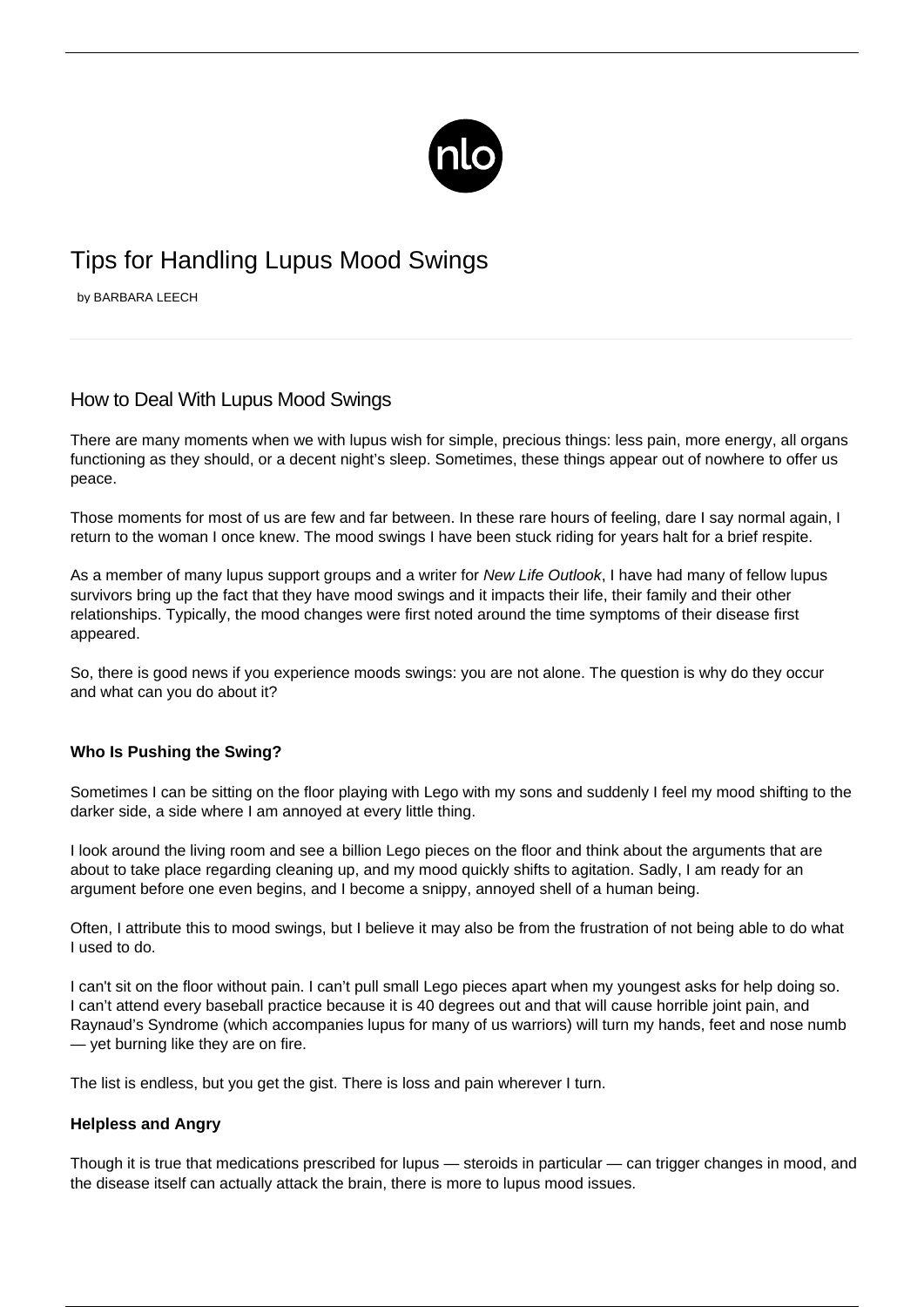# Tips for Handling Lupus Mood Swings

by BARBARA LEECH

## How to Deal With Lupus Mood Swings

There are many moments when we with lupus wish for simple, precious things: less pain, more energy, all organs functioning as they should, or a decent night's sleep. Sometimes, these things appear out of nowhere to offer us peace.

Those moments for most of us are few and far between. In these rare hours of feeling, dare I say normal again, I return to the woman I once knew. The mood swings I have been stuck riding for years halt for a brief respite.

As a member of many lupus support groups and a writer for *New Life Outlook*, I have had many of fellow lupus survivors bring up the fact that they have mood swings and it impacts their life, their family and their other relationships. Typically, the mood changes were first noted around the time symptoms of their disease first appeared.

So, there is good news if you experience moods swings: you are not alone. The question is why do they occur and what can you do about it?

### Who Is Pushing the Swing?

Sometimes I can be sitting on the floor playing with Lego with my sons and suddenly I feel my mood shifting to the darker side, a side where I am annoyed at every little thing.

I look around the living room and see a billion Lego pieces on the floor and think about the arguments that are about to take place regarding cleaning up, and my mood quickly shifts to agitation. Sadly, I am ready for an argument before one even begins, and I become a snippy, annoyed shell of a human being.

Often, I attribute this to mood swings, but I believe it may also be from the frustration of not being able to do what I used to do.

I can't sit on the floor without pain. I can't pull small Lego pieces apart when my youngest asks for help doing so. I can't attend every baseball practice because it is 40 degrees out and that will cause horrible joint pain, and Raynaud's Syndrome (which accompanies lupus for many of us warriors) will turn my hands, feet and nose numb — yet burning like they are on fire.

The list is endless, but you get the gist. There is loss and pain wherever I turn.

### Helpless and Angry

Though it is true that medications prescribed for lupus — steroids in particular — can trigger changes in mood, and the disease itself can actually attack the brain, there is more to lupus mood issues.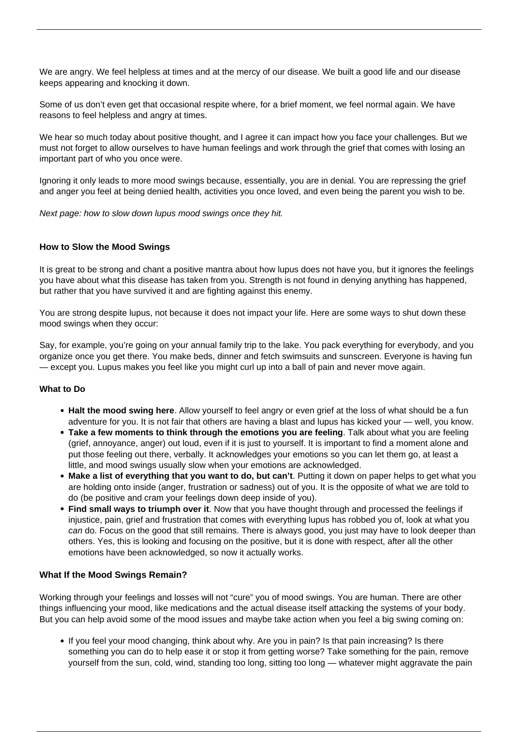We are angry. We feel helpless at times and at the mercy of our disease. We built a good life and our disease keeps appearing and knocking it down.

Some of us don't even get that occasional respite where, for a brief moment, we feel normal again. We have reasons to feel helpless and angry at times.

We hear so much today about positive thought, and I agree it can impact how you face your challenges. But we must not forget to allow ourselves to have human feelings and work through the grief that comes with losing an important part of who you once were.

Ignoring it only leads to more mood swings because, essentially, you are in denial. You are repressing the grief and anger you feel at being denied health, activities you once loved, and even being the parent you wish to be.

*Next page: how to slow down lupus mood swings once they hit.*

#### How to Slow the Mood Swings

It is great to be strong and chant a positive mantra about how lupus does not have you, but it ignores the feelings you have about what this disease has taken from you. Strength is not found in denying anything has happened, but rather that you have survived it and are fighting against this enemy.

You are strong despite lupus, not because it does not impact your life. Here are some ways to shut down these mood swings when they occur:

Say, for example, you're going on your annual family trip to the lake. You pack everything for everybody, and you organize once you get there. You make beds, dinner and fetch swimsuits and sunscreen. Everyone is having fun — except you. Lupus makes you feel like you might curl up into a ball of pain and never move again.

**What to Do**

- **Halt the mood swing here**. Allow yourself to feel angry or even grief at the loss of what should be a fun adventure for you. It is not fair that others are having a blast and lupus has kicked your — well, you know.
- **Take a few moments to think through the emotions you are feeling**. Talk about what you are feeling (grief, annoyance, anger) out loud, even if it is just to yourself. It is important to find a moment alone and put those feeling out there, verbally. It acknowledges your emotions so you can let them go, at least a little, and mood swings usually slow when your emotions are acknowledged.
- **Make a list of everything that you want to do, but can't**. Putting it down on paper helps to get what you are holding onto inside (anger, frustration or sadness) out of you. It is the opposite of what we are told to do (be positive and cram your feelings down deep inside of you).
- **Find small ways to triumph over it**. Now that you have thought through and processed the feelings if injustice, pain, grief and frustration that comes with everything lupus has robbed you of, look at what you *can* do. Focus on the good that still remains. There is always good, you just may have to look deeper than others. Yes, this is looking and focusing on the positive, but it is done with respect, after all the other emotions have been acknowledged, so now it actually works.

#### What If the Mood Swings Remain?

Working through your feelings and losses will not "cure" you of mood swings. You are human. There are other things influencing your mood, like medications and the actual disease itself attacking the systems of your body. But you can help avoid some of the mood issues and maybe take action when you feel a big swing coming on:

- If you feel your mood changing, think about why. Are you in pain? Is that pain increasing? Is there something you can do to help ease it or stop it from getting worse? Take something for the pain, remove yourself from the sun, cold, wind, standing too long, sitting too long — whatever might aggravate the pain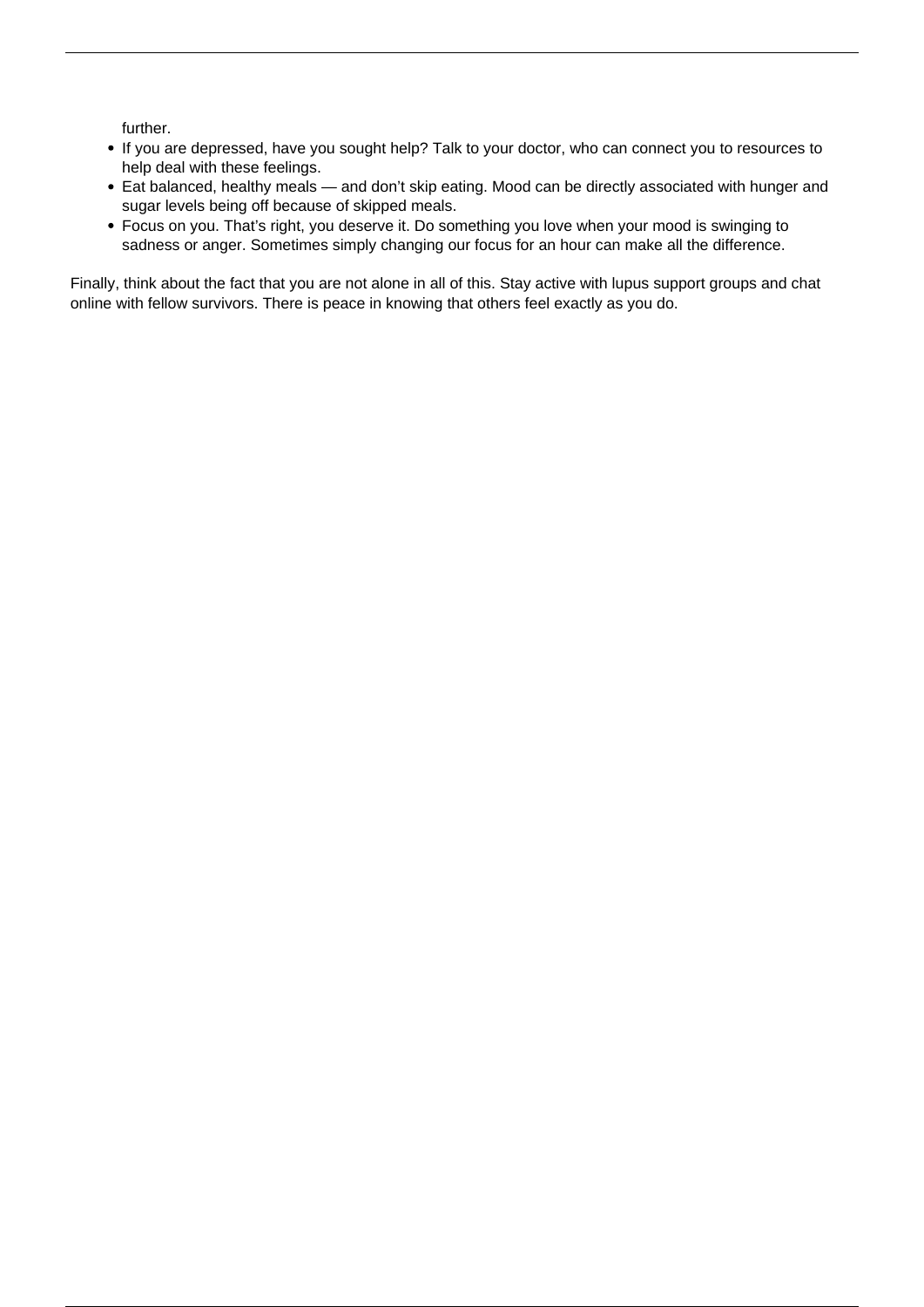further.

- If you are depressed, have you sought help? Talk to your doctor, who can connect you to resources to help deal with these feelings.
- Eat balanced, healthy meals — and don't skip eating. Mood can be directly associated with hunger and sugar levels being off because of skipped meals.
- Focus on you. That's right, you deserve it. Do something you love when your mood is swinging to sadness or anger. Sometimes simply changing our focus for an hour can make all the difference.

Finally, think about the fact that you are not alone in all of this. Stay active with lupus support groups and chat online with fellow survivors. There is peace in knowing that others feel exactly as you do.